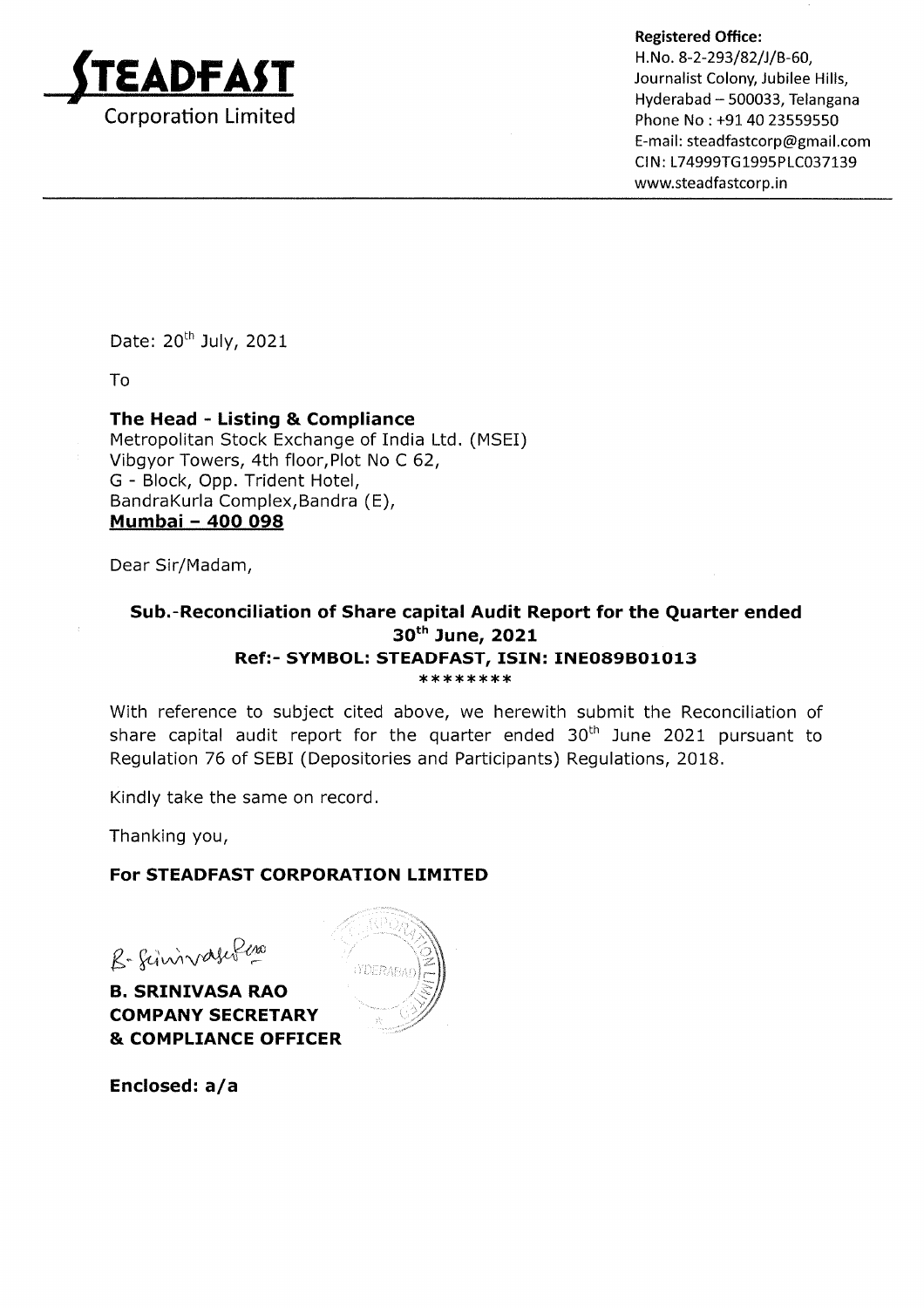**STEADFAST**
Corporation Limited

**Registered Office:**
H.No. 8-2-293/82/J/B-60,
Journalist Colony, Jubilee Hills,
Hyderabad – 500033, Telangana
Phone No : +91 40 23559550
E-mail: steadfastcorp@gmail.com
CIN: L74999TG1995PLC037139
www.steadfastcorp.in

Date: 20th July, 2021

To

**The Head - Listing & Compliance**
Metropolitan Stock Exchange of India Ltd. (MSEI)
Vibgyor Towers, 4th floor, Plot No C 62,
G - Block, Opp. Trident Hotel,
BandraKurla Complex, Bandra (E),
**Mumbai – 400 098**

Dear Sir/Madam,

**Sub.-Reconciliation of Share capital Audit Report for the Quarter ended 30th June, 2021**
**Ref:- SYMBOL: STEADFAST, ISIN: INE089B01013**
********

With reference to subject cited above, we herewith submit the Reconciliation of share capital audit report for the quarter ended 30th June 2021 pursuant to Regulation 76 of SEBI (Depositories and Participants) Regulations, 2018.

Kindly take the same on record.

Thanking you,

**For STEADFAST CORPORATION LIMITED**

**B. SRINIVASA RAO**
**COMPANY SECRETARY**
**& COMPLIANCE OFFICER**

**Enclosed: a/a**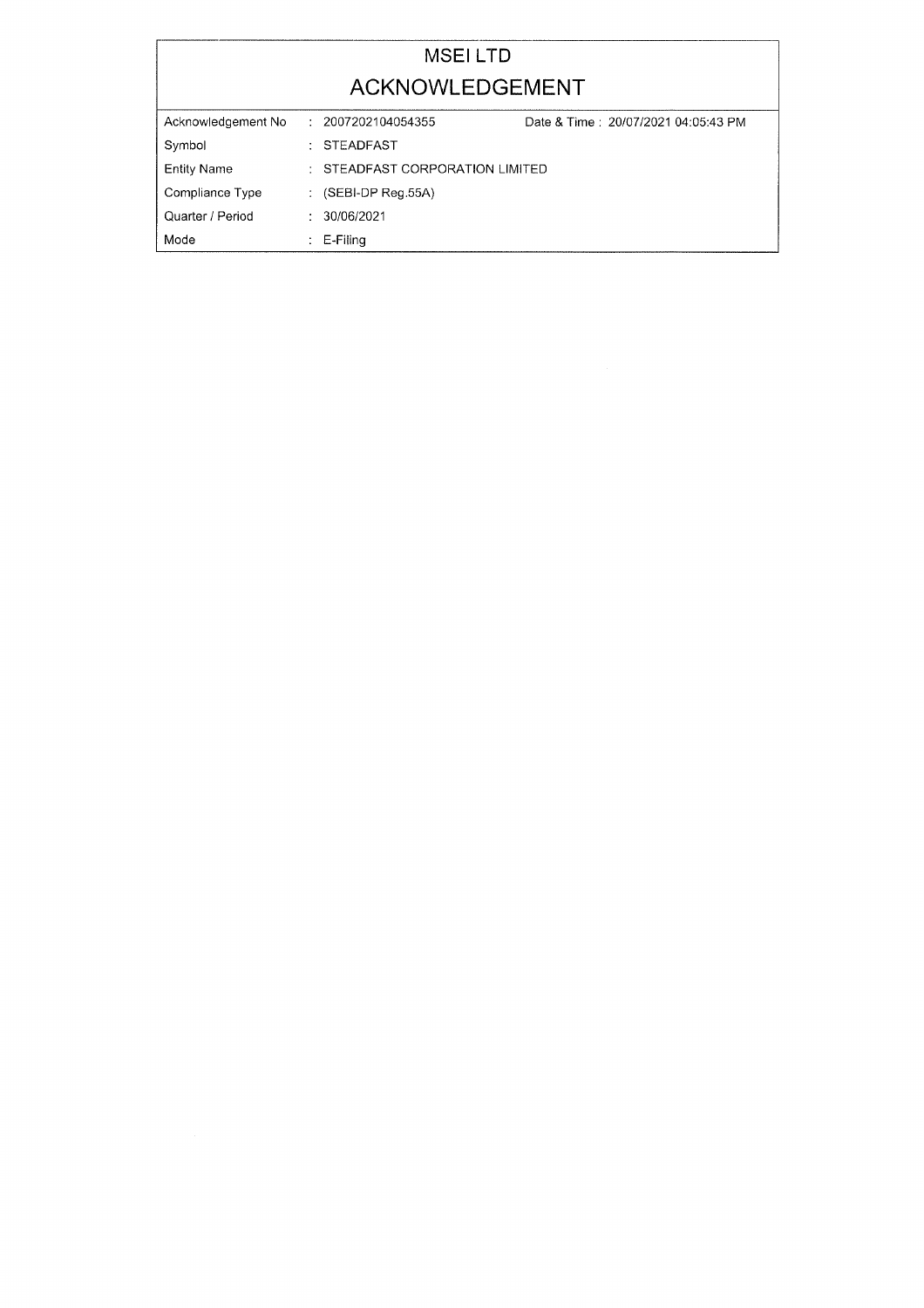# MSEI LTD

## ACKNOWLEDGEMENT

| | | | |
|---|---|---|---|
| Acknowledgement No | : | 2007202104054355 | Date & Time : 20/07/2021 04:05:43 PM |
| Symbol | : | STEADFAST | |
| Entity Name | : | STEADFAST CORPORATION LIMITED | |
| Compliance Type | : | (SEBI-DP Reg.55A) | |
| Quarter / Period | : | 30/06/2021 | |
| Mode | : | E-Filing | |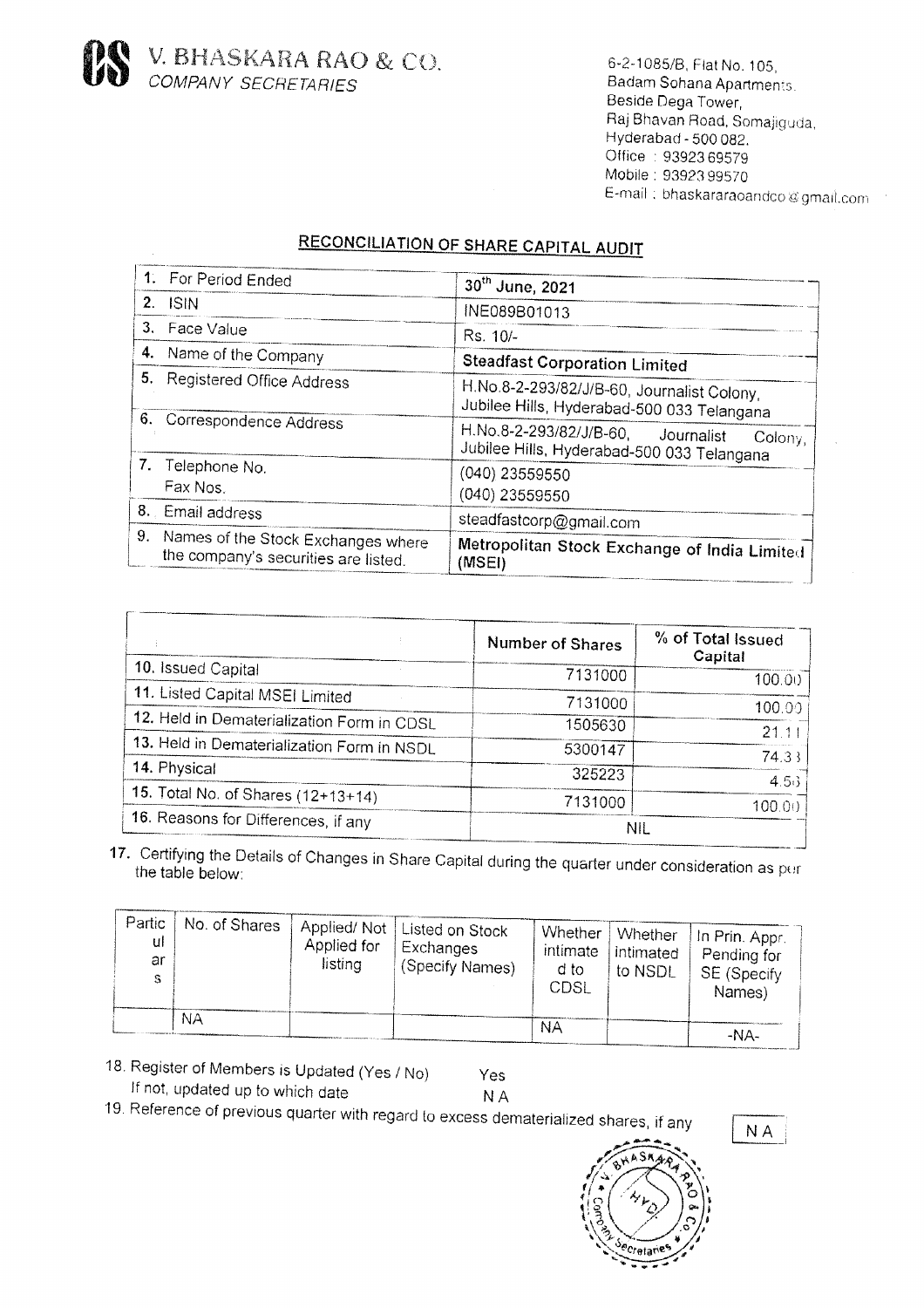**V. BHASKARA RAO & CO.**
*COMPANY SECRETARIES*

6-2-1085/B, Flat No. 105,
Badam Sohana Apartments.
Beside Dega Tower,
Raj Bhavan Road, Somajiguda,
Hyderabad - 500 082.
Office : 93923 69579
Mobile : 93923 99570
E-mail : bhaskararaoandco@gmail.com

## RECONCILIATION OF SHARE CAPITAL AUDIT

| | |
|---|---|
| 1. For Period Ended | 30th June, 2021 |
| 2. ISIN | INE089B01013 |
| 3. Face Value | Rs. 10/- |
| 4. Name of the Company | **Steadfast Corporation Limited** |
| 5. Registered Office Address | H.No.8-2-293/82/J/B-60, Journalist Colony, Jubilee Hills, Hyderabad-500 033 Telangana |
| 6. Correspondence Address | H.No.8-2-293/82/J/B-60, Journalist Colony, Jubilee Hills, Hyderabad-500 033 Telangana |
| 7. Telephone No. Fax Nos. | (040) 23559550 (040) 23559550 |
| 8. Email address | steadfastcorp@gmail.com |
| 9. Names of the Stock Exchanges where the company's securities are listed. | **Metropolitan Stock Exchange of India Limited (MSEI)** |

| | Number of Shares | % of Total Issued Capital |
|---|---|---|
| 10. Issued Capital | 7131000 | 100.00 |
| 11. Listed Capital MSEI Limited | 7131000 | 100.00 |
| 12. Held in Dematerialization Form in CDSL | 1505630 | 21.11 |
| 13. Held in Dematerialization Form in NSDL | 5300147 | 74.33 |
| 14. Physical | 325223 | 4.56 |
| 15. Total No. of Shares (12+13+14) | 7131000 | 100.00 |
| 16. Reasons for Differences, if any | NIL | |

17. Certifying the Details of Changes in Share Capital during the quarter under consideration as per the table below:

| Particulars | No. of Shares | Applied/ Not Applied for listing | Listed on Stock Exchanges (Specify Names) | Whether intimated to CDSL | Whether intimated to NSDL | In Prin. Appr. Pending for SE (Specify Names) |
|---|---|---|---|---|---|---|
| | NA | | | NA | | -NA- |

18. Register of Members is Updated (Yes / No) Yes
If not, updated up to which date N A

19. Reference of previous quarter with regard to excess dematerialized shares, if any N A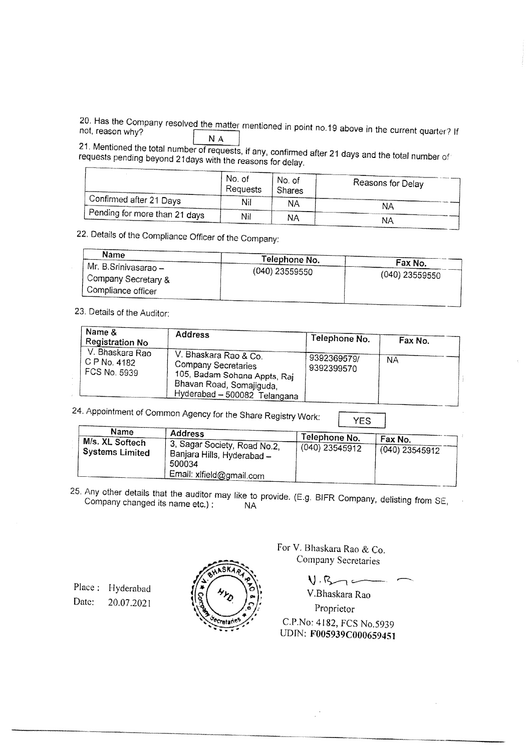20. Has the Company resolved the matter mentioned in point no.19 above in the current quarter? If not, reason why? N A

21. Mentioned the total number of requests, if any, confirmed after 21 days and the total number of requests pending beyond 21days with the reasons for delay.

| | No. of Requests | No. of Shares | Reasons for Delay |
|---|---|---|---|
| Confirmed after 21 Days | Nil | NA | NA |
| Pending for more than 21 days | Nil | NA | NA |

22. Details of the Compliance Officer of the Company:

| Name | Telephone No. | Fax No. |
|---|---|---|
| Mr. B.Srinivasarao – Company Secretary & Compliance officer | (040) 23559550 | (040) 23559550 |

23. Details of the Auditor:

| Name & Registration No | Address | Telephone No. | Fax No. |
|---|---|---|---|
| V. Bhaskara Rao C P No. 4182 FCS No. 5939 | V. Bhaskara Rao & Co. Company Secretaries 105, Badam Sohana Appts, Raj Bhavan Road, Somajiguda, Hyderabad – 500082 Telangana | 9392369579/ 9392399570 | NA |

24. Appointment of Common Agency for the Share Registry Work: YES

| Name | Address | Telephone No. | Fax No. |
|---|---|---|---|
| M/s. XL Softech Systems Limited | 3, Sagar Society, Road No.2, Banjara Hills, Hyderabad – 500034 Email: xlfield@gmail.com | (040) 23545912 | (040) 23545912 |

25. Any other details that the auditor may like to provide. (E.g. BIFR Company, delisting from SE, Company changed its name etc.) : NA

Place : Hyderabad
Date: 20.07.2021

For V. Bhaskara Rao & Co.
Company Secretaries

V.Bhaskara Rao
Proprietor
C.P.No: 4182, FCS No.5939
UDIN: **F005939C000659451**